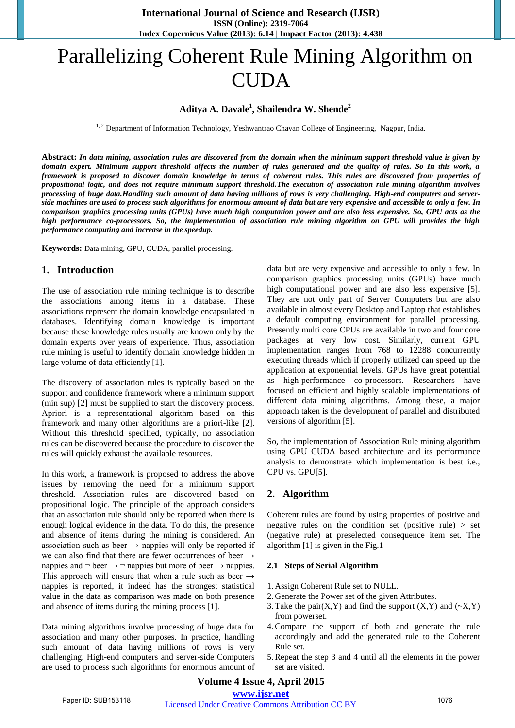# Parallelizing Coherent Rule Mining Algorithm on CUDA

**Aditya A. Davale[1], Shailendra W. Shende[2]**

[1, 2] Department of Information Technology, Yeshwantrao Chavan College of Engineering, Nagpur, India.

**Abstract:** *In data mining, association rules are discovered from the domain when the minimum support threshold value is given by domain expert. Minimum support threshold affects the number of rules generated and the quality of rules. So In this work, a framework is proposed to discover domain knowledge in terms of coherent rules. This rules are discovered from properties of propositional logic, and does not require minimum support threshold.The execution of association rule mining algorithm involves processing of huge data.Handling such amount of data having millions of rows is very challenging. High-end computers and server-side machines are used to process such algorithms for enormous amount of data but are very expensive and accessible to only a few. In comparison graphics processing units (GPUs) have much high computation power and are also less expensive. So, GPU acts as the high performance co-processors. So, the implementation of association rule mining algorithm on GPU will provides the high performance computing and increase in the speedup.*

**Keywords:** Data mining, GPU, CUDA, parallel processing.

## 1. Introduction

The use of association rule mining technique is to describe the associations among items in a database. These associations represent the domain knowledge encapsulated in databases. Identifying domain knowledge is important because these knowledge rules usually are known only by the domain experts over years of experience. Thus, association rule mining is useful to identify domain knowledge hidden in large volume of data efficiently [1].

The discovery of association rules is typically based on the support and confidence framework where a minimum support (min sup) [2] must be supplied to start the discovery process. Apriori is a representational algorithm based on this framework and many other algorithms are a priori-like [2]. Without this threshold specified, typically, no association rules can be discovered because the procedure to discover the rules will quickly exhaust the available resources.

In this work, a framework is proposed to address the above issues by removing the need for a minimum support threshold. Association rules are discovered based on propositional logic. The principle of the approach considers that an association rule should only be reported when there is enough logical evidence in the data. To do this, the presence and absence of items during the mining is considered. An association such as beer → nappies will only be reported if we can also find that there are fewer occurrences of beer → nappies and ¬ beer → ¬ nappies but more of beer → nappies. This approach will ensure that when a rule such as beer → nappies is reported, it indeed has the strongest statistical value in the data as comparison was made on both presence and absence of items during the mining process [1].

Data mining algorithms involve processing of huge data for association and many other purposes. In practice, handling such amount of data having millions of rows is very challenging. High-end computers and server-side Computers are used to process such algorithms for enormous amount of data but are very expensive and accessible to only a few. In comparison graphics processing units (GPUs) have much high computational power and are also less expensive [5]. They are not only part of Server Computers but are also available in almost every Desktop and Laptop that establishes a default computing environment for parallel processing. Presently multi core CPUs are available in two and four core packages at very low cost. Similarly, current GPU implementation ranges from 768 to 12288 concurrently executing threads which if properly utilized can speed up the application at exponential levels. GPUs have great potential as high-performance co-processors. Researchers have focused on efficient and highly scalable implementations of different data mining algorithms. Among these, a major approach taken is the development of parallel and distributed versions of algorithm [5].

So, the implementation of Association Rule mining algorithm using GPU CUDA based architecture and its performance analysis to demonstrate which implementation is best i.e., CPU vs. GPU[5].

## 2. Algorithm

Coherent rules are found by using properties of positive and negative rules on the condition set (positive rule) > set (negative rule) at preselected consequence item set. The algorithm [1] is given in the Fig.1

### 2.1 Steps of Serial Algorithm

1. Assign Coherent Rule set to NULL.
2. Generate the Power set of the given Attributes.
3. Take the pair(X,Y) and find the support (X,Y) and (~X,Y) from powerset.
4. Compare the support of both and generate the rule accordingly and add the generated rule to the Coherent Rule set.
5. Repeat the step 3 and 4 until all the elements in the power set are visited.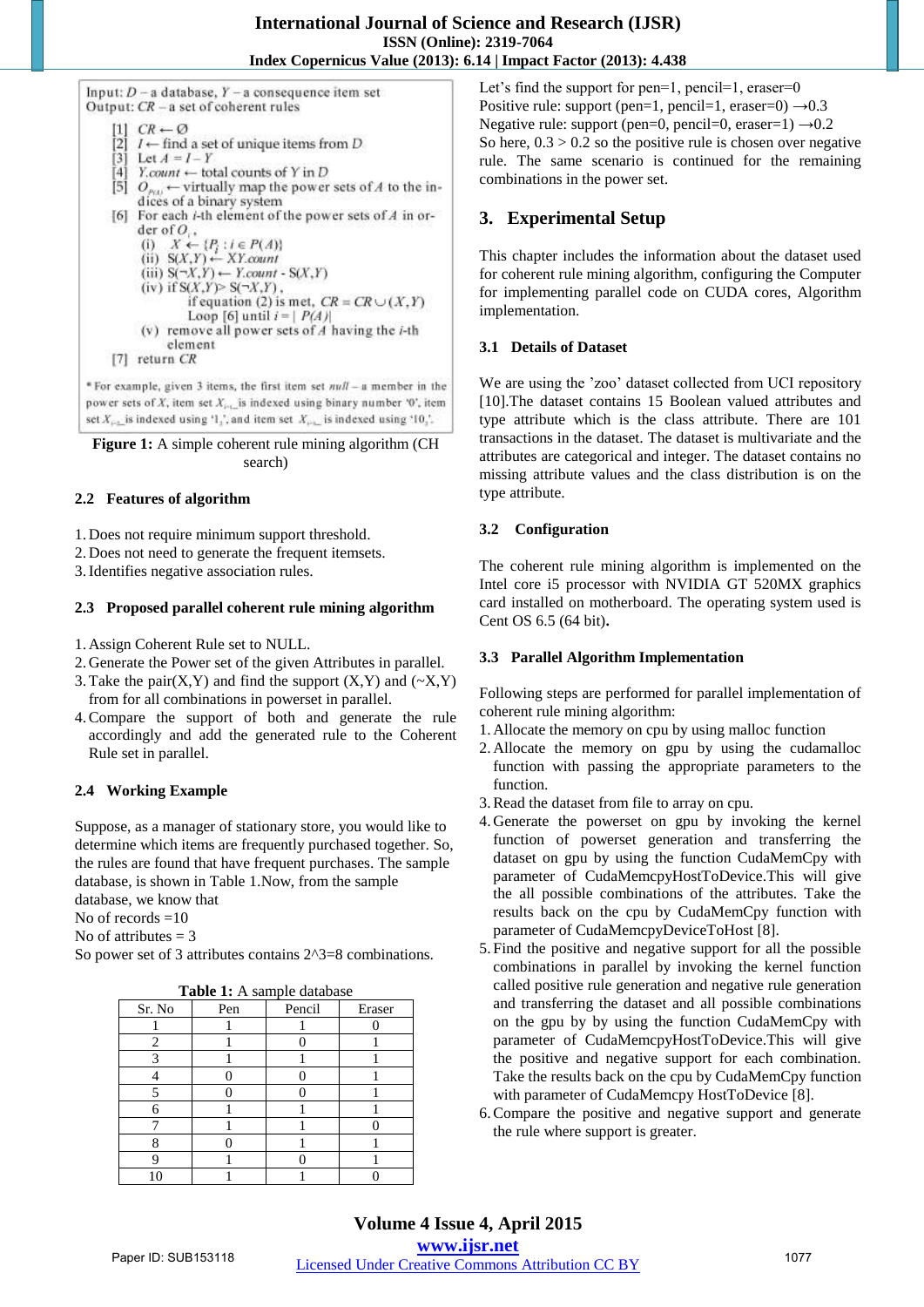Input: $D$ – a database, $Y$ – a consequence item set
Output: $CR$ – a set of coherent rules

[1] $CR \leftarrow \emptyset$
[2] $I \leftarrow$ find a set of unique items from $D$
[3] Let $A = I - Y$
[4] $Y.count \leftarrow$ total counts of $Y$ in $D$
[5] $O_{P(A)} \leftarrow$ virtually map the power sets of $A$ to the indices of a binary system
[6] For each $i$-th element of the power sets of $A$ in order of $O_i$,
  (i) $X \leftarrow \{P_i : i \in P(A)\}$
  (ii) $S(X,Y) \leftarrow XY.count$
  (iii) $S(\neg X,Y) \leftarrow Y.count$ - $S(X,Y)$
  (iv) if $S(X,Y) > S(\neg X,Y)$,
    if equation (2) is met, $CR = CR \cup (X,Y)$
    Loop [6] until $i = |P(A)|$
  (v) remove all power sets of $A$ having the $i$-th element
[7] return $CR$

* For example, given 3 items, the first item set *null* – a member in the power sets of $X$, item set $X_{i=1}$ is indexed using binary number '0', item set $X_{i=2}$ is indexed using '1', and item set $X_{i=3}$ is indexed using '10'.

**Figure 1:** A simple coherent rule mining algorithm (CH search)

### 2.2 Features of algorithm

1. Does not require minimum support threshold.
2. Does not need to generate the frequent itemsets.
3. Identifies negative association rules.

### 2.3 Proposed parallel coherent rule mining algorithm

1. Assign Coherent Rule set to NULL.
2. Generate the Power set of the given Attributes in parallel.
3. Take the pair(X,Y) and find the support (X,Y) and (~X,Y) from for all combinations in powerset in parallel.
4. Compare the support of both and generate the rule accordingly and add the generated rule to the Coherent Rule set in parallel.

### 2.4 Working Example

Suppose, as a manager of stationary store, you would like to determine which items are frequently purchased together. So, the rules are found that have frequent purchases. The sample database, is shown in Table 1.Now, from the sample database, we know that
No of records =10
No of attributes = 3
So power set of 3 attributes contains 2^3=8 combinations.

**Table 1:** A sample database

| Sr. No | Pen | Pencil | Eraser |
|---|---|---|---|
| 1 | 1 | 1 | 0 |
| 2 | 1 | 0 | 1 |
| 3 | 1 | 1 | 1 |
| 4 | 0 | 0 | 1 |
| 5 | 0 | 0 | 1 |
| 6 | 1 | 1 | 1 |
| 7 | 1 | 1 | 0 |
| 8 | 0 | 1 | 1 |
| 9 | 1 | 0 | 1 |
| 10 | 1 | 1 | 0 |

Let's find the support for pen=1, pencil=1, eraser=0
Positive rule: support (pen=1, pencil=1, eraser=0) →0.3
Negative rule: support (pen=0, pencil=1, eraser=1) →0.2
So here, 0.3 > 0.2 so the positive rule is chosen over negative rule. The same scenario is continued for the remaining combinations in the power set.

## 3. Experimental Setup

This chapter includes the information about the dataset used for coherent rule mining algorithm, configuring the Computer for implementing parallel code on CUDA cores, Algorithm implementation.

### 3.1 Details of Dataset

We are using the 'zoo' dataset collected from UCI repository [10].The dataset contains 15 Boolean valued attributes and type attribute which is the class attribute. There are 101 transactions in the dataset. The dataset is multivariate and the attributes are categorical and integer. The dataset contains no missing attribute values and the class distribution is on the type attribute.

### 3.2 Configuration

The coherent rule mining algorithm is implemented on the Intel core i5 processor with NVIDIA GT 520MX graphics card installed on motherboard. The operating system used is Cent OS 6.5 (64 bit).

### 3.3 Parallel Algorithm Implementation

Following steps are performed for parallel implementation of coherent rule mining algorithm:

1. Allocate the memory on cpu by using malloc function
2. Allocate the memory on gpu by using the cudamalloc function with passing the appropriate parameters to the function.
3. Read the dataset from file to array on cpu.
4. Generate the powerset on gpu by invoking the kernel function of powerset generation and transferring the dataset on gpu by using the function CudaMemCpy with parameter of CudaMemcpyHostToDevice.This will give the all possible combinations of the attributes. Take the results back on the cpu by CudaMemCpy function with parameter of CudaMemcpyDeviceToHost [8].
5. Find the positive and negative support for all the possible combinations in parallel by invoking the kernel function called positive rule generation and negative rule generation and transferring the dataset and all possible combinations on the gpu by by using the function CudaMemCpy with parameter of CudaMemcpyHostToDevice.This will give the positive and negative support for each combination. Take the results back on the cpu by CudaMemCpy function with parameter of CudaMemcpy HostToDevice [8].
6. Compare the positive and negative support and generate the rule where support is greater.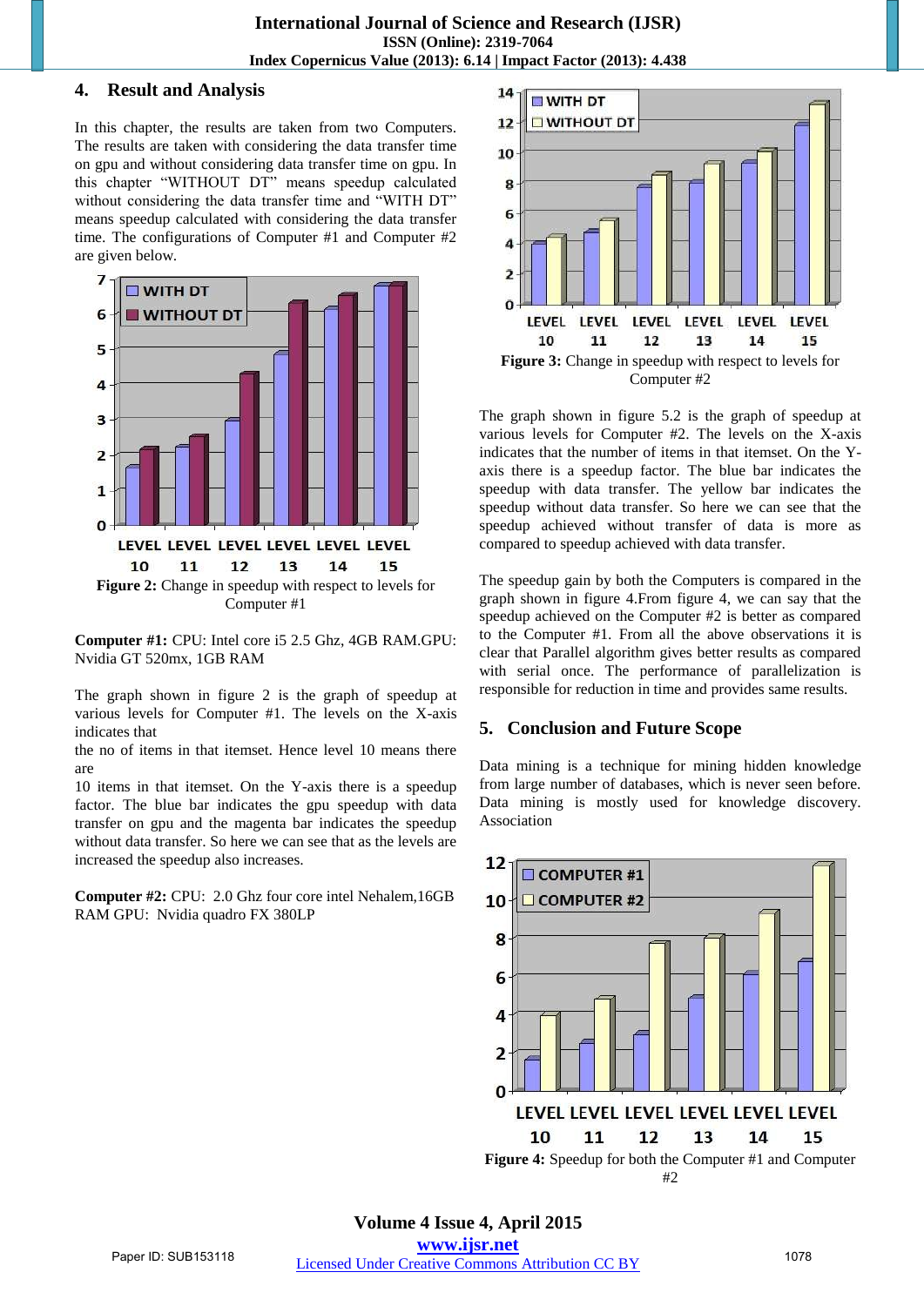## 4. Result and Analysis

In this chapter, the results are taken from two Computers. The results are taken with considering the data transfer time on gpu and without considering data transfer time on gpu. In this chapter "WITHOUT DT" means speedup calculated without considering the data transfer time and "WITH DT" means speedup calculated with considering the data transfer time. The configurations of Computer #1 and Computer #2 are given below.

**Figure 2:** Change in speedup with respect to levels for Computer #1

**Computer #1:** CPU: Intel core i5 2.5 Ghz, 4GB RAM.GPU: Nvidia GT 520mx, 1GB RAM

The graph shown in figure 2 is the graph of speedup at various levels for Computer #1. The levels on the X-axis indicates that
the no of items in that itemset. Hence level 10 means there are
10 items in that itemset. On the Y-axis there is a speedup factor. The blue bar indicates the gpu speedup with data transfer on gpu and the magenta bar indicates the speedup without data transfer. So here we can see that as the levels are increased the speedup also increases.

**Computer #2:** CPU: 2.0 Ghz four core intel Nehalem,16GB RAM GPU: Nvidia quadro FX 380LP

**Figure 3:** Change in speedup with respect to levels for Computer #2

The graph shown in figure 5.2 is the graph of speedup at various levels for Computer #2. The levels on the X-axis indicates that the number of items in that itemset. On the Y-axis there is a speedup factor. The blue bar indicates the speedup with data transfer. The yellow bar indicates the speedup without data transfer. So here we can see that the speedup achieved without transfer of data is more as compared to speedup achieved with data transfer.

The speedup gain by both the Computers is compared in the graph shown in figure 4.From figure 4, we can say that the speedup achieved on the Computer #2 is better as compared to the Computer #1. From all the above observations it is clear that Parallel algorithm gives better results as compared with serial once. The performance of parallelization is responsible for reduction in time and provides same results.

## 5. Conclusion and Future Scope

Data mining is a technique for mining hidden knowledge from large number of databases, which is never seen before. Data mining is mostly used for knowledge discovery. Association

**Figure 4:** Speedup for both the Computer #1 and Computer #2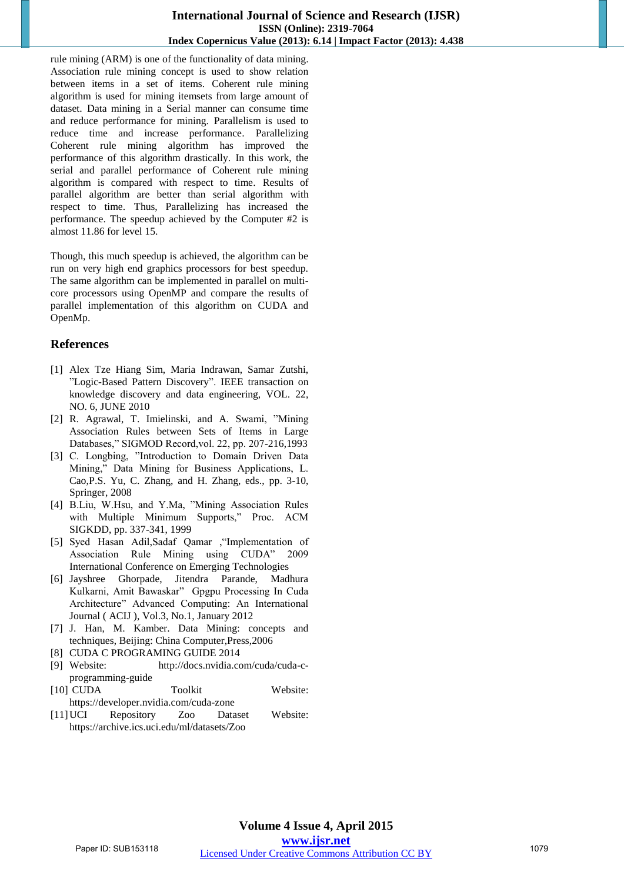rule mining (ARM) is one of the functionality of data mining. Association rule mining concept is used to show relation between items in a set of items. Coherent rule mining algorithm is used for mining itemsets from large amount of dataset. Data mining in a Serial manner can consume time and reduce performance for mining. Parallelism is used to reduce time and increase performance. Parallelizing Coherent rule mining algorithm has improved the performance of this algorithm drastically. In this work, the serial and parallel performance of Coherent rule mining algorithm is compared with respect to time. Results of parallel algorithm are better than serial algorithm with respect to time. Thus, Parallelizing has increased the performance. The speedup achieved by the Computer #2 is almost 11.86 for level 15.

Though, this much speedup is achieved, the algorithm can be run on very high end graphics processors for best speedup. The same algorithm can be implemented in parallel on multi-core processors using OpenMP and compare the results of parallel implementation of this algorithm on CUDA and OpenMp.

## References

[1] Alex Tze Hiang Sim, Maria Indrawan, Samar Zutshi, "Logic-Based Pattern Discovery". IEEE transaction on knowledge discovery and data engineering, VOL. 22, NO. 6, JUNE 2010

[2] R. Agrawal, T. Imielinski, and A. Swami, "Mining Association Rules between Sets of Items in Large Databases," SIGMOD Record,vol. 22, pp. 207-216,1993

[3] C. Longbing, "Introduction to Domain Driven Data Mining," Data Mining for Business Applications, L. Cao,P.S. Yu, C. Zhang, and H. Zhang, eds., pp. 3-10, Springer, 2008

[4] B.Liu, W.Hsu, and Y.Ma, "Mining Association Rules with Multiple Minimum Supports," Proc. ACM SIGKDD, pp. 337-341, 1999

[5] Syed Hasan Adil,Sadaf Qamar ,"Implementation of Association Rule Mining using CUDA" 2009 International Conference on Emerging Technologies

[6] Jayshree Ghorpade, Jitendra Parande, Madhura Kulkarni, Amit Bawaskar" Gpgpu Processing In Cuda Architecture" Advanced Computing: An International Journal ( ACIJ ), Vol.3, No.1, January 2012

[7] J. Han, M. Kamber. Data Mining: concepts and techniques, Beijing: China Computer,Press,2006

[8] CUDA C PROGRAMING GUIDE 2014

[9] Website: http://docs.nvidia.com/cuda/cuda-c-programming-guide

[10] CUDA Toolkit Website: https://developer.nvidia.com/cuda-zone

[11] UCI Repository Zoo Dataset Website: https://archive.ics.uci.edu/ml/datasets/Zoo